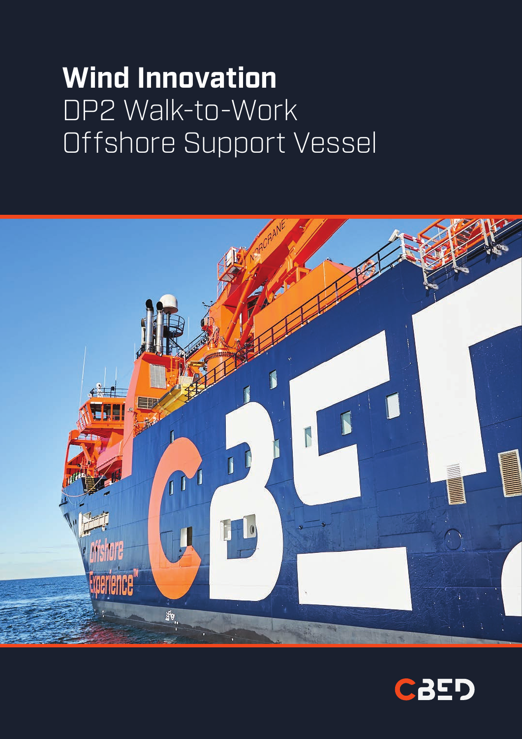# **Wind Innovation**
DP2 Walk-to-Work
Offshore Support Vessel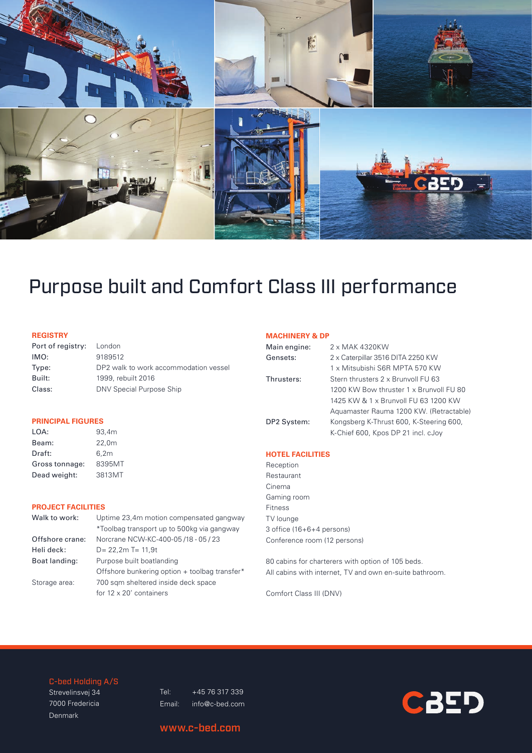# Purpose built and Comfort Class III performance

### REGISTRY

| | |
|---|---|
| Port of registry: | London |
| IMO: | 9189512 |
| Type: | DP2 walk to work accommodation vessel |
| Built: | 1999, rebuilt 2016 |
| Class: | DNV Special Purpose Ship |

### PRINCIPAL FIGURES

| | |
|---|---|
| LOA: | 93,4m |
| Beam: | 22,0m |
| Draft: | 6,2m |
| Gross tonnage: | 8395MT |
| Dead weight: | 3813MT |

### PROJECT FACILITIES

| | |
|---|---|
| Walk to work: | Uptime 23,4m motion compensated gangway<br>*Toolbag transport up to 500kg via gangway |
| Offshore crane: | Norcrane NCW-KC-400-05 /18 - 05 / 23 |
| Heli deck: | D= 22,2m T= 11,9t |
| Boat landing: | Purpose built boatlanding<br>Offshore bunkering option + toolbag transfer* |
| Storage area: | 700 sqm sheltered inside deck space<br>for 12 x 20' containers |

### MACHINERY & DP

| | |
|---|---|
| Main engine: | 2 x MAK 4320KW |
| Gensets: | 2 x Caterpillar 3516 DITA 2250 KW<br>1 x Mitsubishi S6R MPTA 570 KW |
| Thrusters: | Stern thrusters 2 x Brunvoll FU 63<br>1200 KW Bow thruster 1 x Brunvoll FU 80<br>1425 KW & 1 x Brunvoll FU 63 1200 KW<br>Aquamaster Rauma 1200 KW. (Retractable) |
| DP2 System: | Kongsberg K-Thrust 600, K-Steering 600,<br>K-Chief 600, Kpos DP 21 incl. cJoy |

### HOTEL FACILITIES

Reception
Restaurant
Cinema
Gaming room
Fitness
TV lounge
3 office (16+6+4 persons)
Conference room (12 persons)

80 cabins for charterers with option of 105 beds.
All cabins with internet, TV and own en-suite bathroom.

Comfort Class III (DNV)

---

**C-bed Holding A/S**
Strevelinsvej 34
7000 Fredericia
Denmark

Tel: +45 76 317 339
Email: info@c-bed.com

**www.c-bed.com**